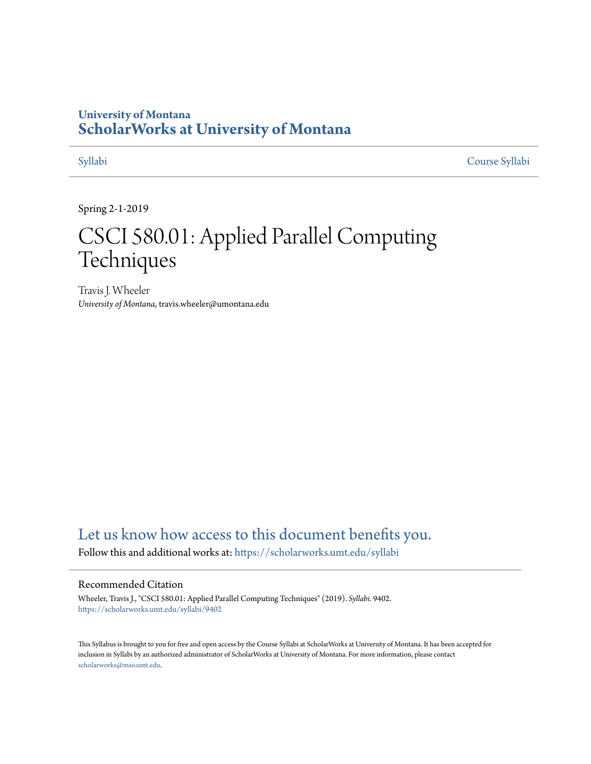University of Montana
# ScholarWorks at University of Montana

Syllabi | Course Syllabi

Spring 2-1-2019

# CSCI 580.01: Applied Parallel Computing Techniques

Travis J. Wheeler
*University of Montana*, travis.wheeler@umontana.edu

## Let us know how access to this document benefits you.

Follow this and additional works at: https://scholarworks.umt.edu/syllabi

### Recommended Citation

Wheeler, Travis J., "CSCI 580.01: Applied Parallel Computing Techniques" (2019). *Syllabi*. 9402.
https://scholarworks.umt.edu/syllabi/9402

This Syllabus is brought to you for free and open access by the Course Syllabi at ScholarWorks at University of Montana. It has been accepted for inclusion in Syllabi by an authorized administrator of ScholarWorks at University of Montana. For more information, please contact scholarworks@mso.umt.edu.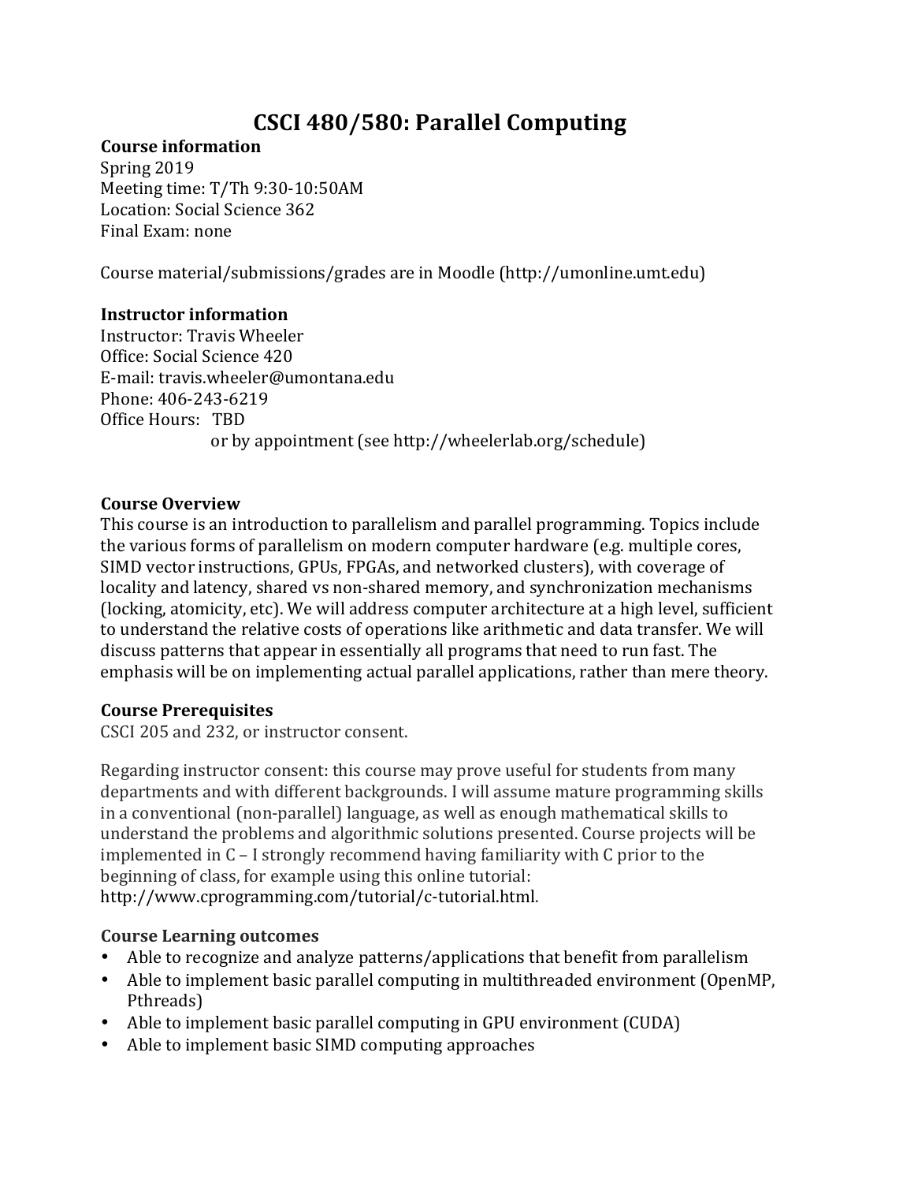# CSCI 480/580: Parallel Computing

**Course information**
Spring 2019
Meeting time: T/Th 9:30-10:50AM
Location: Social Science 362
Final Exam: none

Course material/submissions/grades are in Moodle (http://umonline.umt.edu)

**Instructor information**
Instructor: Travis Wheeler
Office: Social Science 420
E-mail: travis.wheeler@umontana.edu
Phone: 406-243-6219
Office Hours: TBD
or by appointment (see http://wheelerlab.org/schedule)

**Course Overview**
This course is an introduction to parallelism and parallel programming. Topics include the various forms of parallelism on modern computer hardware (e.g. multiple cores, SIMD vector instructions, GPUs, FPGAs, and networked clusters), with coverage of locality and latency, shared vs non-shared memory, and synchronization mechanisms (locking, atomicity, etc). We will address computer architecture at a high level, sufficient to understand the relative costs of operations like arithmetic and data transfer. We will discuss patterns that appear in essentially all programs that need to run fast. The emphasis will be on implementing actual parallel applications, rather than mere theory.

**Course Prerequisites**
CSCI 205 and 232, or instructor consent.

Regarding instructor consent: this course may prove useful for students from many departments and with different backgrounds. I will assume mature programming skills in a conventional (non-parallel) language, as well as enough mathematical skills to understand the problems and algorithmic solutions presented. Course projects will be implemented in C – I strongly recommend having familiarity with C prior to the beginning of class, for example using this online tutorial: http://www.cprogramming.com/tutorial/c-tutorial.html.

**Course Learning outcomes**
- Able to recognize and analyze patterns/applications that benefit from parallelism
- Able to implement basic parallel computing in multithreaded environment (OpenMP, Pthreads)
- Able to implement basic parallel computing in GPU environment (CUDA)
- Able to implement basic SIMD computing approaches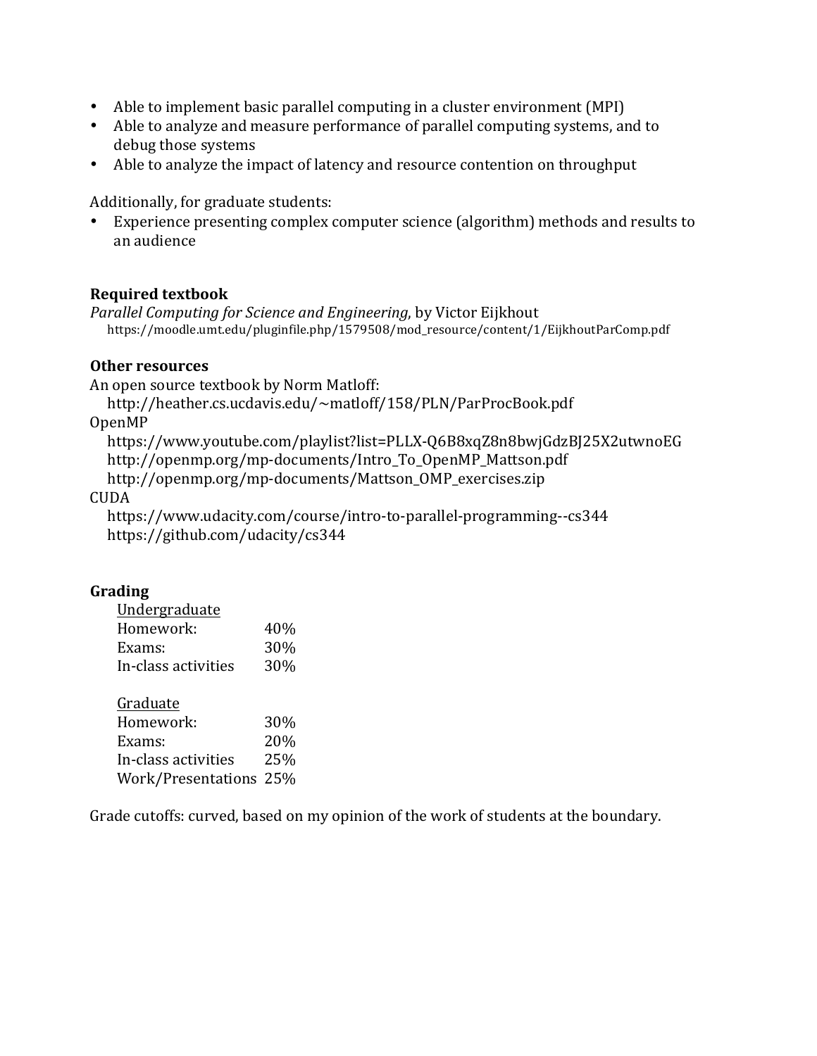- Able to implement basic parallel computing in a cluster environment (MPI)
- Able to analyze and measure performance of parallel computing systems, and to debug those systems
- Able to analyze the impact of latency and resource contention on throughput

Additionally, for graduate students:

- Experience presenting complex computer science (algorithm) methods and results to an audience

**Required textbook**

*Parallel Computing for Science and Engineering*, by Victor Eijkhout
https://moodle.umt.edu/pluginfile.php/1579508/mod_resource/content/1/EijkhoutParComp.pdf

**Other resources**

An open source textbook by Norm Matloff:
http://heather.cs.ucdavis.edu/~matloff/158/PLN/ParProcBook.pdf

OpenMP
https://www.youtube.com/playlist?list=PLLX-Q6B8xqZ8n8bwjGdzBJ25X2utwnoEG
http://openmp.org/mp-documents/Intro_To_OpenMP_Mattson.pdf
http://openmp.org/mp-documents/Mattson_OMP_exercises.zip

CUDA
https://www.udacity.com/course/intro-to-parallel-programming--cs344
https://github.com/udacity/cs344

**Grading**

<u>Undergraduate</u>

| | |
|---|---|
| Homework: | 40% |
| Exams: | 30% |
| In-class activities | 30% |

<u>Graduate</u>

| | |
|---|---|
| Homework: | 30% |
| Exams: | 20% |
| In-class activities | 25% |
| Work/Presentations | 25% |

Grade cutoffs: curved, based on my opinion of the work of students at the boundary.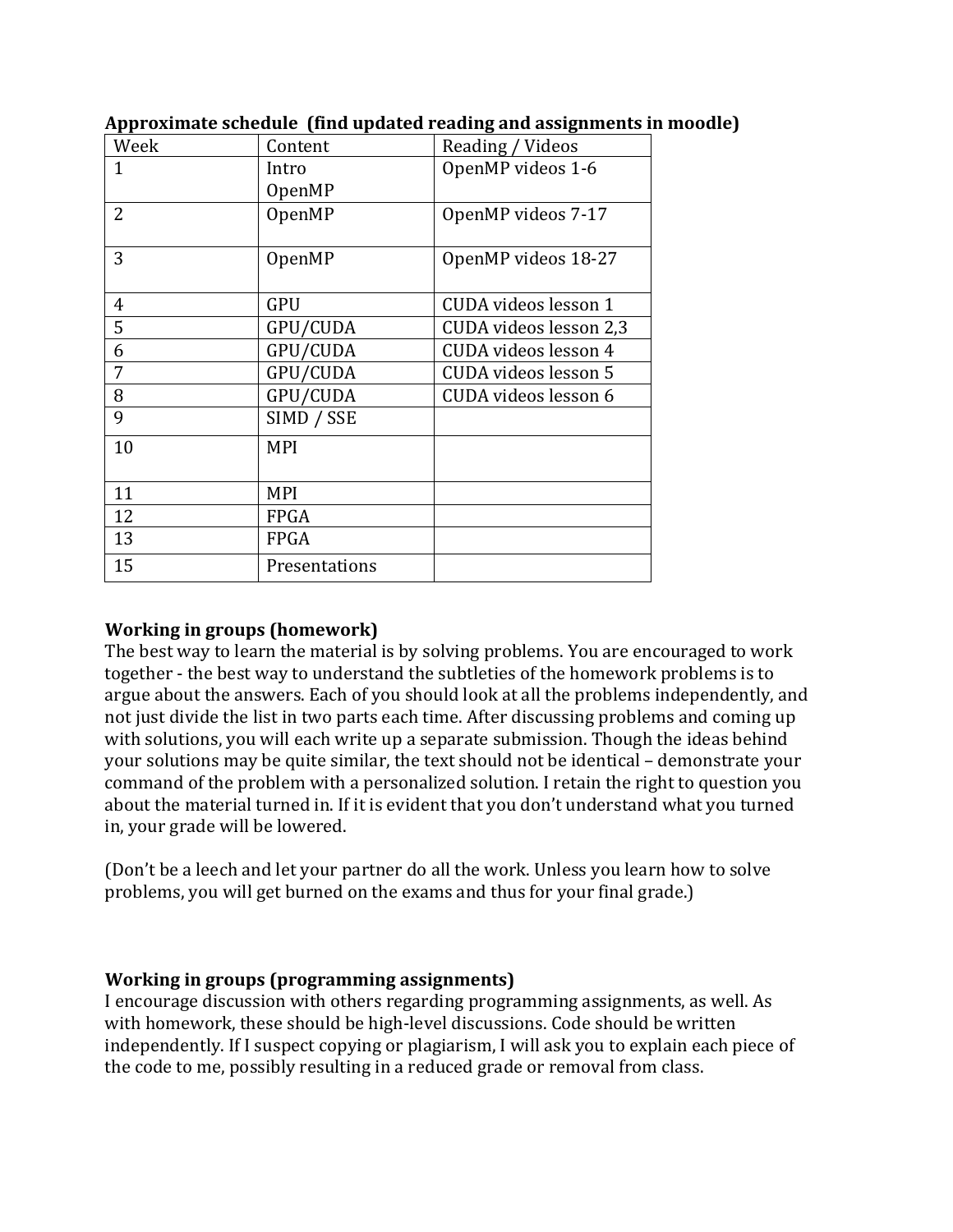**Approximate schedule (find updated reading and assignments in moodle)**

| Week | Content | Reading / Videos |
|---|---|---|
| 1 | Intro<br>OpenMP | OpenMP videos 1-6 |
| 2 | OpenMP | OpenMP videos 7-17 |
| 3 | OpenMP | OpenMP videos 18-27 |
| 4 | GPU | CUDA videos lesson 1 |
| 5 | GPU/CUDA | CUDA videos lesson 2,3 |
| 6 | GPU/CUDA | CUDA videos lesson 4 |
| 7 | GPU/CUDA | CUDA videos lesson 5 |
| 8 | GPU/CUDA | CUDA videos lesson 6 |
| 9 | SIMD / SSE | |
| 10 | MPI | |
| 11 | MPI | |
| 12 | FPGA | |
| 13 | FPGA | |
| 15 | Presentations | |

**Working in groups (homework)**

The best way to learn the material is by solving problems. You are encouraged to work together - the best way to understand the subtleties of the homework problems is to argue about the answers. Each of you should look at all the problems independently, and not just divide the list in two parts each time. After discussing problems and coming up with solutions, you will each write up a separate submission. Though the ideas behind your solutions may be quite similar, the text should not be identical – demonstrate your command of the problem with a personalized solution. I retain the right to question you about the material turned in. If it is evident that you don't understand what you turned in, your grade will be lowered.

(Don't be a leech and let your partner do all the work. Unless you learn how to solve problems, you will get burned on the exams and thus for your final grade.)

**Working in groups (programming assignments)**

I encourage discussion with others regarding programming assignments, as well. As with homework, these should be high-level discussions. Code should be written independently. If I suspect copying or plagiarism, I will ask you to explain each piece of the code to me, possibly resulting in a reduced grade or removal from class.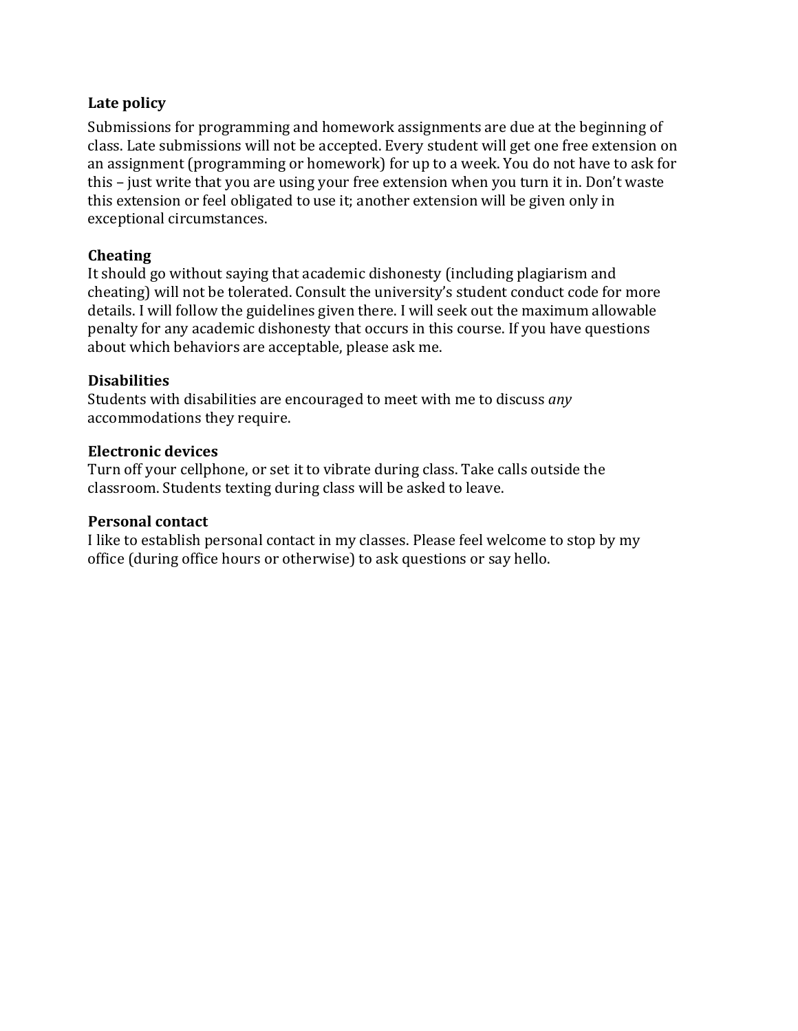**Late policy**

Submissions for programming and homework assignments are due at the beginning of class. Late submissions will not be accepted. Every student will get one free extension on an assignment (programming or homework) for up to a week. You do not have to ask for this – just write that you are using your free extension when you turn it in. Don't waste this extension or feel obligated to use it; another extension will be given only in exceptional circumstances.

**Cheating**

It should go without saying that academic dishonesty (including plagiarism and cheating) will not be tolerated. Consult the university's student conduct code for more details. I will follow the guidelines given there. I will seek out the maximum allowable penalty for any academic dishonesty that occurs in this course. If you have questions about which behaviors are acceptable, please ask me.

**Disabilities**

Students with disabilities are encouraged to meet with me to discuss *any* accommodations they require.

**Electronic devices**

Turn off your cellphone, or set it to vibrate during class. Take calls outside the classroom. Students texting during class will be asked to leave.

**Personal contact**

I like to establish personal contact in my classes. Please feel welcome to stop by my office (during office hours or otherwise) to ask questions or say hello.